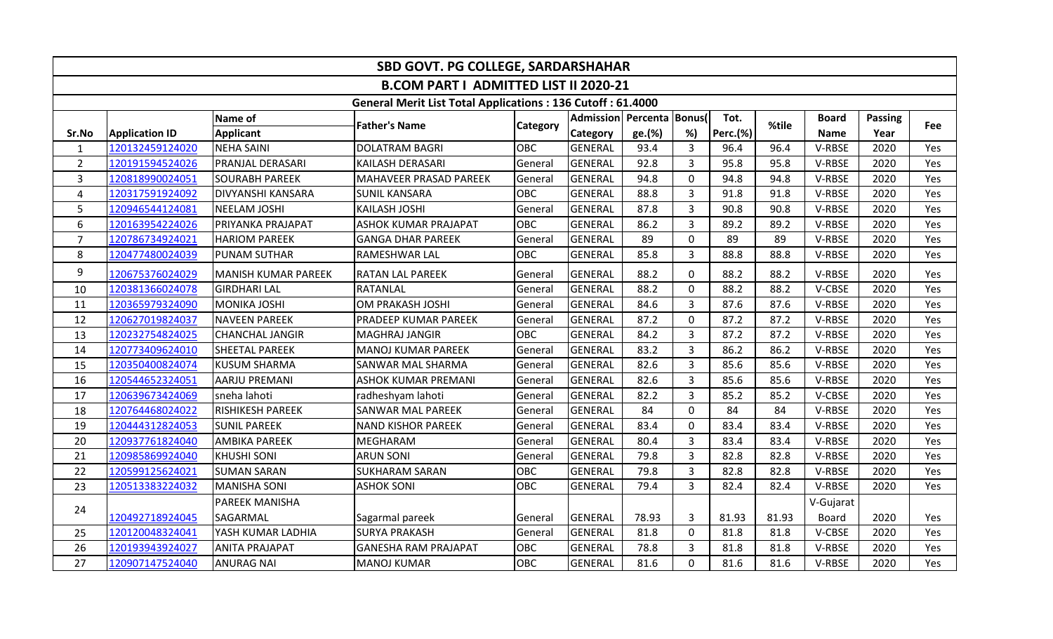# SBD GOVT. PG COLLEGE, SARDARSHAHAR

## B.COM PART I ADMITTED LIST II 2020-21

### General Merit List Total Applications : 136 Cutoff : 61.4000

| Sr.No | Application ID | Name of Applicant | Father's Name | Category | Admission Category | Percentage.(%) | Bonus(%) | Tot. Perc.(%) | %tile | Board Name | Passing Year | Fee |
|---|---|---|---|---|---|---|---|---|---|---|---|---|
| 1 | 120132459124020 | NEHA SAINI | DOLATRAM BAGRI | OBC | GENERAL | 93.4 | 3 | 96.4 | 96.4 | V-RBSE | 2020 | Yes |
| 2 | 120191594524026 | PRANJAL DERASARI | KAILASH DERASARI | General | GENERAL | 92.8 | 3 | 95.8 | 95.8 | V-RBSE | 2020 | Yes |
| 3 | 120818990024051 | SOURABH PAREEK | MAHAVEER PRASAD PAREEK | General | GENERAL | 94.8 | 0 | 94.8 | 94.8 | V-RBSE | 2020 | Yes |
| 4 | 120317591924092 | DIVYANSHI KANSARA | SUNIL KANSARA | OBC | GENERAL | 88.8 | 3 | 91.8 | 91.8 | V-RBSE | 2020 | Yes |
| 5 | 120946544124081 | NEELAM JOSHI | KAILASH JOSHI | General | GENERAL | 87.8 | 3 | 90.8 | 90.8 | V-RBSE | 2020 | Yes |
| 6 | 120163954224026 | PRIYANKA PRAJAPAT | ASHOK KUMAR PRAJAPAT | OBC | GENERAL | 86.2 | 3 | 89.2 | 89.2 | V-RBSE | 2020 | Yes |
| 7 | 120786734924021 | HARIOM PAREEK | GANGA DHAR PAREEK | General | GENERAL | 89 | 0 | 89 | 89 | V-RBSE | 2020 | Yes |
| 8 | 120477480024039 | PUNAM SUTHAR | RAMESHWAR LAL | OBC | GENERAL | 85.8 | 3 | 88.8 | 88.8 | V-RBSE | 2020 | Yes |
| 9 | 120675376024029 | MANISH KUMAR PAREEK | RATAN LAL PAREEK | General | GENERAL | 88.2 | 0 | 88.2 | 88.2 | V-RBSE | 2020 | Yes |
| 10 | 120381366024078 | GIRDHARI LAL | RATANLAL | General | GENERAL | 88.2 | 0 | 88.2 | 88.2 | V-CBSE | 2020 | Yes |
| 11 | 120365979324090 | MONIKA JOSHI | OM PRAKASH JOSHI | General | GENERAL | 84.6 | 3 | 87.6 | 87.6 | V-RBSE | 2020 | Yes |
| 12 | 120627019824037 | NAVEEN PAREEK | PRADEEP KUMAR PAREEK | General | GENERAL | 87.2 | 0 | 87.2 | 87.2 | V-RBSE | 2020 | Yes |
| 13 | 120232754824025 | CHANCHAL JANGIR | MAGHRAJ JANGIR | OBC | GENERAL | 84.2 | 3 | 87.2 | 87.2 | V-RBSE | 2020 | Yes |
| 14 | 120773409624010 | SHEETAL PAREEK | MANOJ KUMAR PAREEK | General | GENERAL | 83.2 | 3 | 86.2 | 86.2 | V-RBSE | 2020 | Yes |
| 15 | 120350400824074 | KUSUM SHARMA | SANWAR MAL SHARMA | General | GENERAL | 82.6 | 3 | 85.6 | 85.6 | V-RBSE | 2020 | Yes |
| 16 | 120544652324051 | AARJU PREMANI | ASHOK KUMAR PREMANI | General | GENERAL | 82.6 | 3 | 85.6 | 85.6 | V-RBSE | 2020 | Yes |
| 17 | 120639673424069 | sneha lahoti | radheshyam lahoti | General | GENERAL | 82.2 | 3 | 85.2 | 85.2 | V-CBSE | 2020 | Yes |
| 18 | 120764468024022 | RISHIKESH PAREEK | SANWAR MAL PAREEK | General | GENERAL | 84 | 0 | 84 | 84 | V-RBSE | 2020 | Yes |
| 19 | 120444312824053 | SUNIL PAREEK | NAND KISHOR PAREEK | General | GENERAL | 83.4 | 0 | 83.4 | 83.4 | V-RBSE | 2020 | Yes |
| 20 | 120937761824040 | AMBIKA PAREEK | MEGHARAM | General | GENERAL | 80.4 | 3 | 83.4 | 83.4 | V-RBSE | 2020 | Yes |
| 21 | 120985869924040 | KHUSHI SONI | ARUN SONI | General | GENERAL | 79.8 | 3 | 82.8 | 82.8 | V-RBSE | 2020 | Yes |
| 22 | 120599125624021 | SUMAN SARAN | SUKHARAM SARAN | OBC | GENERAL | 79.8 | 3 | 82.8 | 82.8 | V-RBSE | 2020 | Yes |
| 23 | 120513383224032 | MANISHA SONI | ASHOK SONI | OBC | GENERAL | 79.4 | 3 | 82.4 | 82.4 | V-RBSE | 2020 | Yes |
| 24 | 120492718924045 | PAREEK MANISHA SAGARMAL | Sagarmal pareek | General | GENERAL | 78.93 | 3 | 81.93 | 81.93 | V-Gujarat Board | 2020 | Yes |
| 25 | 120120048324041 | YASH KUMAR LADHIA | SURYA PRAKASH | General | GENERAL | 81.8 | 0 | 81.8 | 81.8 | V-CBSE | 2020 | Yes |
| 26 | 120193943924027 | ANITA PRAJAPAT | GANESHA RAM PRAJAPAT | OBC | GENERAL | 78.8 | 3 | 81.8 | 81.8 | V-RBSE | 2020 | Yes |
| 27 | 120907147524040 | ANURAG NAI | MANOJ KUMAR | OBC | GENERAL | 81.6 | 0 | 81.6 | 81.6 | V-RBSE | 2020 | Yes |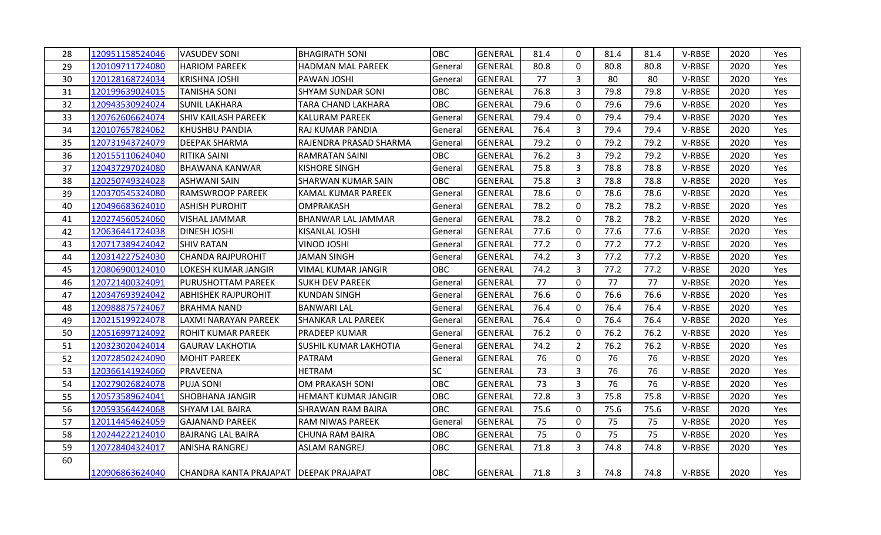| | | | | | | | | | | | | |
|---|---|---|---|---|---|---|---|---|---|---|---|---|
| 28 | 120951158524046 | VASUDEV SONI | BHAGIRATH SONI | OBC | GENERAL | 81.4 | 0 | 81.4 | 81.4 | V-RBSE | 2020 | Yes |
| 29 | 120109711724080 | HARIOM PAREEK | HADMAN MAL PAREEK | General | GENERAL | 80.8 | 0 | 80.8 | 80.8 | V-RBSE | 2020 | Yes |
| 30 | 120128168724034 | KRISHNA JOSHI | PAWAN JOSHI | General | GENERAL | 77 | 3 | 80 | 80 | V-RBSE | 2020 | Yes |
| 31 | 120199639024015 | TANISHA SONI | SHYAM SUNDAR SONI | OBC | GENERAL | 76.8 | 3 | 79.8 | 79.8 | V-RBSE | 2020 | Yes |
| 32 | 120943530924024 | SUNIL LAKHARA | TARA CHAND LAKHARA | OBC | GENERAL | 79.6 | 0 | 79.6 | 79.6 | V-RBSE | 2020 | Yes |
| 33 | 120762606624074 | SHIV KAILASH PAREEK | KALURAM PAREEK | General | GENERAL | 79.4 | 0 | 79.4 | 79.4 | V-RBSE | 2020 | Yes |
| 34 | 120107657824062 | KHUSHBU PANDIA | RAJ KUMAR PANDIA | General | GENERAL | 76.4 | 3 | 79.4 | 79.4 | V-RBSE | 2020 | Yes |
| 35 | 120731943724079 | DEEPAK SHARMA | RAJENDRA PRASAD SHARMA | General | GENERAL | 79.2 | 0 | 79.2 | 79.2 | V-RBSE | 2020 | Yes |
| 36 | 120155110624040 | RITIKA SAINI | RAMRATAN SAINI | OBC | GENERAL | 76.2 | 3 | 79.2 | 79.2 | V-RBSE | 2020 | Yes |
| 37 | 120437297024080 | BHAWANA KANWAR | KISHORE SINGH | General | GENERAL | 75.8 | 3 | 78.8 | 78.8 | V-RBSE | 2020 | Yes |
| 38 | 120250749324028 | ASHWANI SAIN | SHARWAN KUMAR SAIN | OBC | GENERAL | 75.8 | 3 | 78.8 | 78.8 | V-RBSE | 2020 | Yes |
| 39 | 120370545324080 | RAMSWROOP PAREEK | KAMAL KUMAR PAREEK | General | GENERAL | 78.6 | 0 | 78.6 | 78.6 | V-RBSE | 2020 | Yes |
| 40 | 120496683624010 | ASHISH PUROHIT | OMPRAKASH | General | GENERAL | 78.2 | 0 | 78.2 | 78.2 | V-RBSE | 2020 | Yes |
| 41 | 120274560524060 | VISHAL JAMMAR | BHANWAR LAL JAMMAR | General | GENERAL | 78.2 | 0 | 78.2 | 78.2 | V-RBSE | 2020 | Yes |
| 42 | 120636441724038 | DINESH JOSHI | KISANLAL JOSHI | General | GENERAL | 77.6 | 0 | 77.6 | 77.6 | V-RBSE | 2020 | Yes |
| 43 | 120717389424042 | SHIV RATAN | VINOD JOSHI | General | GENERAL | 77.2 | 0 | 77.2 | 77.2 | V-RBSE | 2020 | Yes |
| 44 | 120314227524030 | CHANDA RAJPUROHIT | JAMAN SINGH | General | GENERAL | 74.2 | 3 | 77.2 | 77.2 | V-RBSE | 2020 | Yes |
| 45 | 120806900124010 | LOKESH KUMAR JANGIR | VIMAL KUMAR JANGIR | OBC | GENERAL | 74.2 | 3 | 77.2 | 77.2 | V-RBSE | 2020 | Yes |
| 46 | 120721400324091 | PURUSHOTTAM PAREEK | SUKH DEV PAREEK | General | GENERAL | 77 | 0 | 77 | 77 | V-RBSE | 2020 | Yes |
| 47 | 120347693924042 | ABHISHEK RAJPUROHIT | KUNDAN SINGH | General | GENERAL | 76.6 | 0 | 76.6 | 76.6 | V-RBSE | 2020 | Yes |
| 48 | 120988875724067 | BRAHMA NAND | BANWARI LAL | General | GENERAL | 76.4 | 0 | 76.4 | 76.4 | V-RBSE | 2020 | Yes |
| 49 | 120215199224078 | LAXMI NARAYAN PAREEK | SHANKAR LAL PAREEK | General | GENERAL | 76.4 | 0 | 76.4 | 76.4 | V-RBSE | 2020 | Yes |
| 50 | 120516997124092 | ROHIT KUMAR PAREEK | PRADEEP KUMAR | General | GENERAL | 76.2 | 0 | 76.2 | 76.2 | V-RBSE | 2020 | Yes |
| 51 | 120323020424014 | GAURAV LAKHOTIA | SUSHIL KUMAR LAKHOTIA | General | GENERAL | 74.2 | 2 | 76.2 | 76.2 | V-RBSE | 2020 | Yes |
| 52 | 120728502424090 | MOHIT PAREEK | PATRAM | General | GENERAL | 76 | 0 | 76 | 76 | V-RBSE | 2020 | Yes |
| 53 | 120366141924060 | PRAVEENA | HETRAM | SC | GENERAL | 73 | 3 | 76 | 76 | V-RBSE | 2020 | Yes |
| 54 | 120279026824078 | PUJA SONI | OM PRAKASH SONI | OBC | GENERAL | 73 | 3 | 76 | 76 | V-RBSE | 2020 | Yes |
| 55 | 120573589624041 | SHOBHANA JANGIR | HEMANT KUMAR JANGIR | OBC | GENERAL | 72.8 | 3 | 75.8 | 75.8 | V-RBSE | 2020 | Yes |
| 56 | 120593564424068 | SHYAM LAL BAIRA | SHRAWAN RAM BAIRA | OBC | GENERAL | 75.6 | 0 | 75.6 | 75.6 | V-RBSE | 2020 | Yes |
| 57 | 120114454624059 | GAJANAND PAREEK | RAM NIWAS PAREEK | General | GENERAL | 75 | 0 | 75 | 75 | V-RBSE | 2020 | Yes |
| 58 | 120244222124010 | BAJRANG LAL BAIRA | CHUNA RAM BAIRA | OBC | GENERAL | 75 | 0 | 75 | 75 | V-RBSE | 2020 | Yes |
| 59 | 120728404324017 | ANISHA RANGREJ | ASLAM RANGREJ | OBC | GENERAL | 71.8 | 3 | 74.8 | 74.8 | V-RBSE | 2020 | Yes |
| 60 | 120906863624040 | CHANDRA KANTA PRAJAPAT | DEEPAK PRAJAPAT | OBC | GENERAL | 71.8 | 3 | 74.8 | 74.8 | V-RBSE | 2020 | Yes |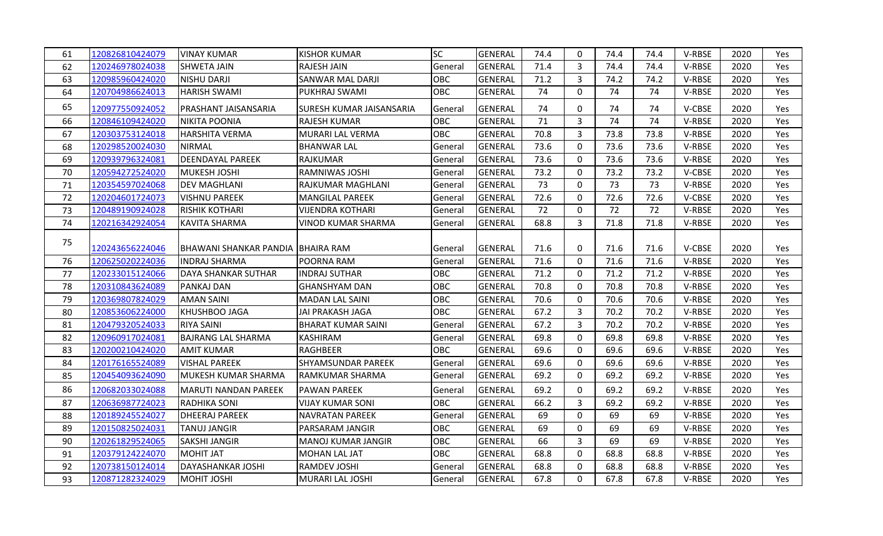| 61 | 120826810424079 | VINAY KUMAR | KISHOR KUMAR | SC | GENERAL | 74.4 | 0 | 74.4 | 74.4 | V-RBSE | 2020 | Yes |
|---|---|---|---|---|---|---|---|---|---|---|---|---|
| 62 | 120246978024038 | SHWETA JAIN | RAJESH JAIN | General | GENERAL | 71.4 | 3 | 74.4 | 74.4 | V-RBSE | 2020 | Yes |
| 63 | 120985960424020 | NISHU DARJI | SANWAR MAL DARJI | OBC | GENERAL | 71.2 | 3 | 74.2 | 74.2 | V-RBSE | 2020 | Yes |
| 64 | 120704986624013 | HARISH SWAMI | PUKHRAJ SWAMI | OBC | GENERAL | 74 | 0 | 74 | 74 | V-RBSE | 2020 | Yes |
| 65 | 120977550924052 | PRASHANT JAISANSARIA | SURESH KUMAR JAISANSARIA | General | GENERAL | 74 | 0 | 74 | 74 | V-CBSE | 2020 | Yes |
| 66 | 120846109424020 | NIKITA POONIA | RAJESH KUMAR | OBC | GENERAL | 71 | 3 | 74 | 74 | V-RBSE | 2020 | Yes |
| 67 | 120303753124018 | HARSHITA VERMA | MURARI LAL VERMA | OBC | GENERAL | 70.8 | 3 | 73.8 | 73.8 | V-RBSE | 2020 | Yes |
| 68 | 120298520024030 | NIRMAL | BHANWAR LAL | General | GENERAL | 73.6 | 0 | 73.6 | 73.6 | V-RBSE | 2020 | Yes |
| 69 | 120939796324081 | DEENDAYAL PAREEK | RAJKUMAR | General | GENERAL | 73.6 | 0 | 73.6 | 73.6 | V-RBSE | 2020 | Yes |
| 70 | 120594272524020 | MUKESH JOSHI | RAMNIWAS JOSHI | General | GENERAL | 73.2 | 0 | 73.2 | 73.2 | V-CBSE | 2020 | Yes |
| 71 | 120354597024068 | DEV MAGHLANI | RAJKUMAR MAGHLANI | General | GENERAL | 73 | 0 | 73 | 73 | V-RBSE | 2020 | Yes |
| 72 | 120204601724073 | VISHNU PAREEK | MANGILAL PAREEK | General | GENERAL | 72.6 | 0 | 72.6 | 72.6 | V-CBSE | 2020 | Yes |
| 73 | 120489190924028 | RISHIK KOTHARI | VIJENDRA KOTHARI | General | GENERAL | 72 | 0 | 72 | 72 | V-RBSE | 2020 | Yes |
| 74 | 120216342924054 | KAVITA SHARMA | VINOD KUMAR SHARMA | General | GENERAL | 68.8 | 3 | 71.8 | 71.8 | V-RBSE | 2020 | Yes |
| 75 | 120243656224046 | BHAWANI SHANKAR PANDIA | BHAIRA RAM | General | GENERAL | 71.6 | 0 | 71.6 | 71.6 | V-CBSE | 2020 | Yes |
| 76 | 120625020224036 | INDRAJ SHARMA | POORNA RAM | General | GENERAL | 71.6 | 0 | 71.6 | 71.6 | V-RBSE | 2020 | Yes |
| 77 | 120233015124066 | DAYA SHANKAR SUTHAR | INDRAJ SUTHAR | OBC | GENERAL | 71.2 | 0 | 71.2 | 71.2 | V-RBSE | 2020 | Yes |
| 78 | 120310843624089 | PANKAJ DAN | GHANSHYAM DAN | OBC | GENERAL | 70.8 | 0 | 70.8 | 70.8 | V-RBSE | 2020 | Yes |
| 79 | 120369807824029 | AMAN SAINI | MADAN LAL SAINI | OBC | GENERAL | 70.6 | 0 | 70.6 | 70.6 | V-RBSE | 2020 | Yes |
| 80 | 120853606224000 | KHUSHBOO JAGA | JAI PRAKASH JAGA | OBC | GENERAL | 67.2 | 3 | 70.2 | 70.2 | V-RBSE | 2020 | Yes |
| 81 | 120479320524033 | RIYA SAINI | BHARAT KUMAR SAINI | General | GENERAL | 67.2 | 3 | 70.2 | 70.2 | V-RBSE | 2020 | Yes |
| 82 | 120960917024081 | BAJRANG LAL SHARMA | KASHIRAM | General | GENERAL | 69.8 | 0 | 69.8 | 69.8 | V-RBSE | 2020 | Yes |
| 83 | 120200210424020 | AMIT KUMAR | RAGHBEER | OBC | GENERAL | 69.6 | 0 | 69.6 | 69.6 | V-RBSE | 2020 | Yes |
| 84 | 120176165524089 | VISHAL PAREEK | SHYAMSUNDAR PAREEK | General | GENERAL | 69.6 | 0 | 69.6 | 69.6 | V-RBSE | 2020 | Yes |
| 85 | 120454093624090 | MUKESH KUMAR SHARMA | RAMKUMAR SHARMA | General | GENERAL | 69.2 | 0 | 69.2 | 69.2 | V-RBSE | 2020 | Yes |
| 86 | 120682033024088 | MARUTI NANDAN PAREEK | PAWAN PAREEK | General | GENERAL | 69.2 | 0 | 69.2 | 69.2 | V-RBSE | 2020 | Yes |
| 87 | 120636987724023 | RADHIKA SONI | VIJAY KUMAR SONI | OBC | GENERAL | 66.2 | 3 | 69.2 | 69.2 | V-RBSE | 2020 | Yes |
| 88 | 120189245524027 | DHEERAJ PAREEK | NAVRATAN PAREEK | General | GENERAL | 69 | 0 | 69 | 69 | V-RBSE | 2020 | Yes |
| 89 | 120150825024031 | TANUJ JANGIR | PARSARAM JANGIR | OBC | GENERAL | 69 | 0 | 69 | 69 | V-RBSE | 2020 | Yes |
| 90 | 120261829524065 | SAKSHI JANGIR | MANOJ KUMAR JANGIR | OBC | GENERAL | 66 | 3 | 69 | 69 | V-RBSE | 2020 | Yes |
| 91 | 120379124224070 | MOHIT JAT | MOHAN LAL JAT | OBC | GENERAL | 68.8 | 0 | 68.8 | 68.8 | V-RBSE | 2020 | Yes |
| 92 | 120738150124014 | DAYASHANKAR JOSHI | RAMDEV JOSHI | General | GENERAL | 68.8 | 0 | 68.8 | 68.8 | V-RBSE | 2020 | Yes |
| 93 | 120871282324029 | MOHIT JOSHI | MURARI LAL JOSHI | General | GENERAL | 67.8 | 0 | 67.8 | 67.8 | V-RBSE | 2020 | Yes |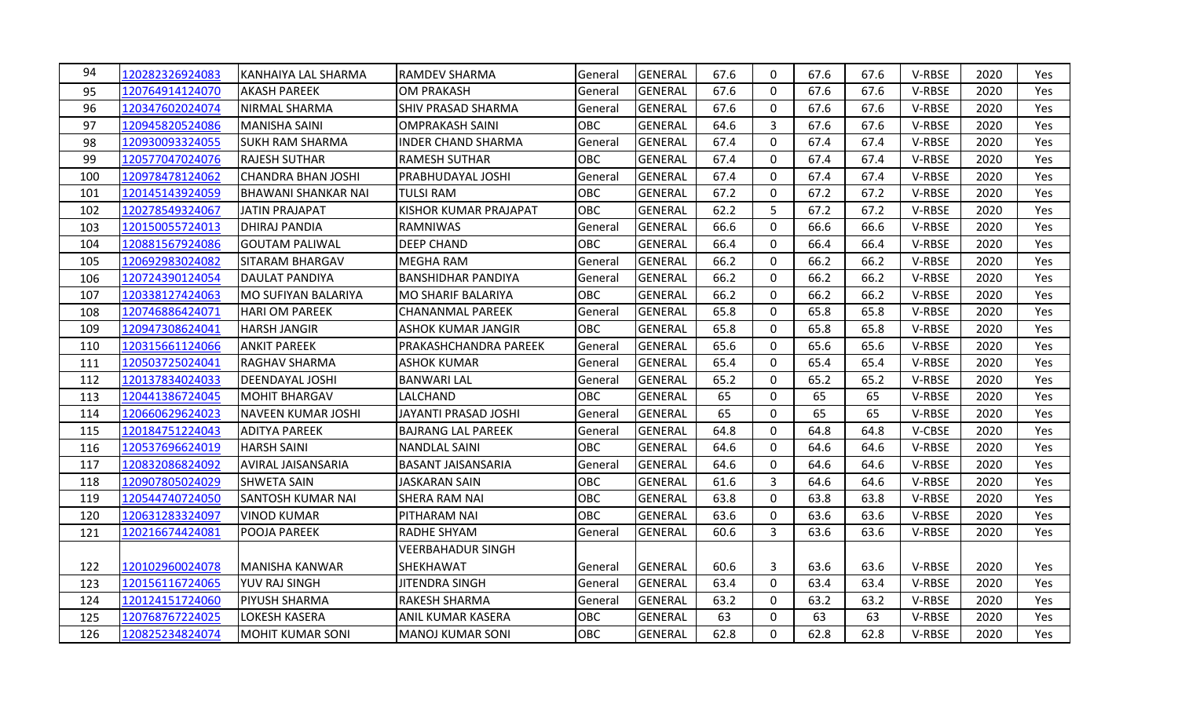| 94 | 120282326924083 | KANHAIYA LAL SHARMA | RAMDEV SHARMA | General | GENERAL | 67.6 | 0 | 67.6 | 67.6 | V-RBSE | 2020 | Yes |
|---|---|---|---|---|---|---|---|---|---|---|---|---|
| 95 | 120764914124070 | AKASH PAREEK | OM PRAKASH | General | GENERAL | 67.6 | 0 | 67.6 | 67.6 | V-RBSE | 2020 | Yes |
| 96 | 120347602024074 | NIRMAL SHARMA | SHIV PRASAD SHARMA | General | GENERAL | 67.6 | 0 | 67.6 | 67.6 | V-RBSE | 2020 | Yes |
| 97 | 120945820524086 | MANISHA SAINI | OMPRAKASH SAINI | OBC | GENERAL | 64.6 | 3 | 67.6 | 67.6 | V-RBSE | 2020 | Yes |
| 98 | 120930093324055 | SUKH RAM SHARMA | INDER CHAND SHARMA | General | GENERAL | 67.4 | 0 | 67.4 | 67.4 | V-RBSE | 2020 | Yes |
| 99 | 120577047024076 | RAJESH SUTHAR | RAMESH SUTHAR | OBC | GENERAL | 67.4 | 0 | 67.4 | 67.4 | V-RBSE | 2020 | Yes |
| 100 | 120978478124062 | CHANDRA BHAN JOSHI | PRABHUDAYAL JOSHI | General | GENERAL | 67.4 | 0 | 67.4 | 67.4 | V-RBSE | 2020 | Yes |
| 101 | 120145143924059 | BHAWANI SHANKAR NAI | TULSI RAM | OBC | GENERAL | 67.2 | 0 | 67.2 | 67.2 | V-RBSE | 2020 | Yes |
| 102 | 120278549324067 | JATIN PRAJAPAT | KISHOR KUMAR PRAJAPAT | OBC | GENERAL | 62.2 | 5 | 67.2 | 67.2 | V-RBSE | 2020 | Yes |
| 103 | 120150055724013 | DHIRAJ PANDIA | RAMNIWAS | General | GENERAL | 66.6 | 0 | 66.6 | 66.6 | V-RBSE | 2020 | Yes |
| 104 | 120881567924086 | GOUTAM PALIWAL | DEEP CHAND | OBC | GENERAL | 66.4 | 0 | 66.4 | 66.4 | V-RBSE | 2020 | Yes |
| 105 | 120692983024082 | SITARAM BHARGAV | MEGHA RAM | General | GENERAL | 66.2 | 0 | 66.2 | 66.2 | V-RBSE | 2020 | Yes |
| 106 | 120724390124054 | DAULAT PANDIYA | BANSHIDHAR PANDIYA | General | GENERAL | 66.2 | 0 | 66.2 | 66.2 | V-RBSE | 2020 | Yes |
| 107 | 120338127424063 | MO SUFIYAN BALARIYA | MO SHARIF BALARIYA | OBC | GENERAL | 66.2 | 0 | 66.2 | 66.2 | V-RBSE | 2020 | Yes |
| 108 | 120746886424071 | HARI OM PAREEK | CHANANMAL PAREEK | General | GENERAL | 65.8 | 0 | 65.8 | 65.8 | V-RBSE | 2020 | Yes |
| 109 | 120947308624041 | HARSH JANGIR | ASHOK KUMAR JANGIR | OBC | GENERAL | 65.8 | 0 | 65.8 | 65.8 | V-RBSE | 2020 | Yes |
| 110 | 120315661124066 | ANKIT PAREEK | PRAKASHCHANDRA PAREEK | General | GENERAL | 65.6 | 0 | 65.6 | 65.6 | V-RBSE | 2020 | Yes |
| 111 | 120503725024041 | RAGHAV SHARMA | ASHOK KUMAR | General | GENERAL | 65.4 | 0 | 65.4 | 65.4 | V-RBSE | 2020 | Yes |
| 112 | 120137834024033 | DEENDAYAL JOSHI | BANWARI LAL | General | GENERAL | 65.2 | 0 | 65.2 | 65.2 | V-RBSE | 2020 | Yes |
| 113 | 120441386724045 | MOHIT BHARGAV | LALCHAND | OBC | GENERAL | 65 | 0 | 65 | 65 | V-RBSE | 2020 | Yes |
| 114 | 120660629624023 | NAVEEN KUMAR JOSHI | JAYANTI PRASAD JOSHI | General | GENERAL | 65 | 0 | 65 | 65 | V-RBSE | 2020 | Yes |
| 115 | 120184751224043 | ADITYA PAREEK | BAJRANG LAL PAREEK | General | GENERAL | 64.8 | 0 | 64.8 | 64.8 | V-CBSE | 2020 | Yes |
| 116 | 120537696624019 | HARSH SAINI | NANDLAL SAINI | OBC | GENERAL | 64.6 | 0 | 64.6 | 64.6 | V-RBSE | 2020 | Yes |
| 117 | 120832086824092 | AVIRAL JAISANSARIA | BASANT JAISANSARIA | General | GENERAL | 64.6 | 0 | 64.6 | 64.6 | V-RBSE | 2020 | Yes |
| 118 | 120907805024029 | SHWETA SAIN | JASKARAN SAIN | OBC | GENERAL | 61.6 | 3 | 64.6 | 64.6 | V-RBSE | 2020 | Yes |
| 119 | 120544740724050 | SANTOSH KUMAR NAI | SHERA RAM NAI | OBC | GENERAL | 63.8 | 0 | 63.8 | 63.8 | V-RBSE | 2020 | Yes |
| 120 | 120631283324097 | VINOD KUMAR | PITHARAM NAI | OBC | GENERAL | 63.6 | 0 | 63.6 | 63.6 | V-RBSE | 2020 | Yes |
| 121 | 120216674424081 | POOJA PAREEK | RADHE SHYAM | General | GENERAL | 60.6 | 3 | 63.6 | 63.6 | V-RBSE | 2020 | Yes |
| 122 | 120102960024078 | MANISHA KANWAR | VEERBAHADUR SINGH SHEKHAWAT | General | GENERAL | 60.6 | 3 | 63.6 | 63.6 | V-RBSE | 2020 | Yes |
| 123 | 120156116724065 | YUV RAJ SINGH | JITENDRA SINGH | General | GENERAL | 63.4 | 0 | 63.4 | 63.4 | V-RBSE | 2020 | Yes |
| 124 | 120124151724060 | PIYUSH SHARMA | RAKESH SHARMA | General | GENERAL | 63.2 | 0 | 63.2 | 63.2 | V-RBSE | 2020 | Yes |
| 125 | 120768767224025 | LOKESH KASERA | ANIL KUMAR KASERA | OBC | GENERAL | 63 | 0 | 63 | 63 | V-RBSE | 2020 | Yes |
| 126 | 120825234824074 | MOHIT KUMAR SONI | MANOJ KUMAR SONI | OBC | GENERAL | 62.8 | 0 | 62.8 | 62.8 | V-RBSE | 2020 | Yes |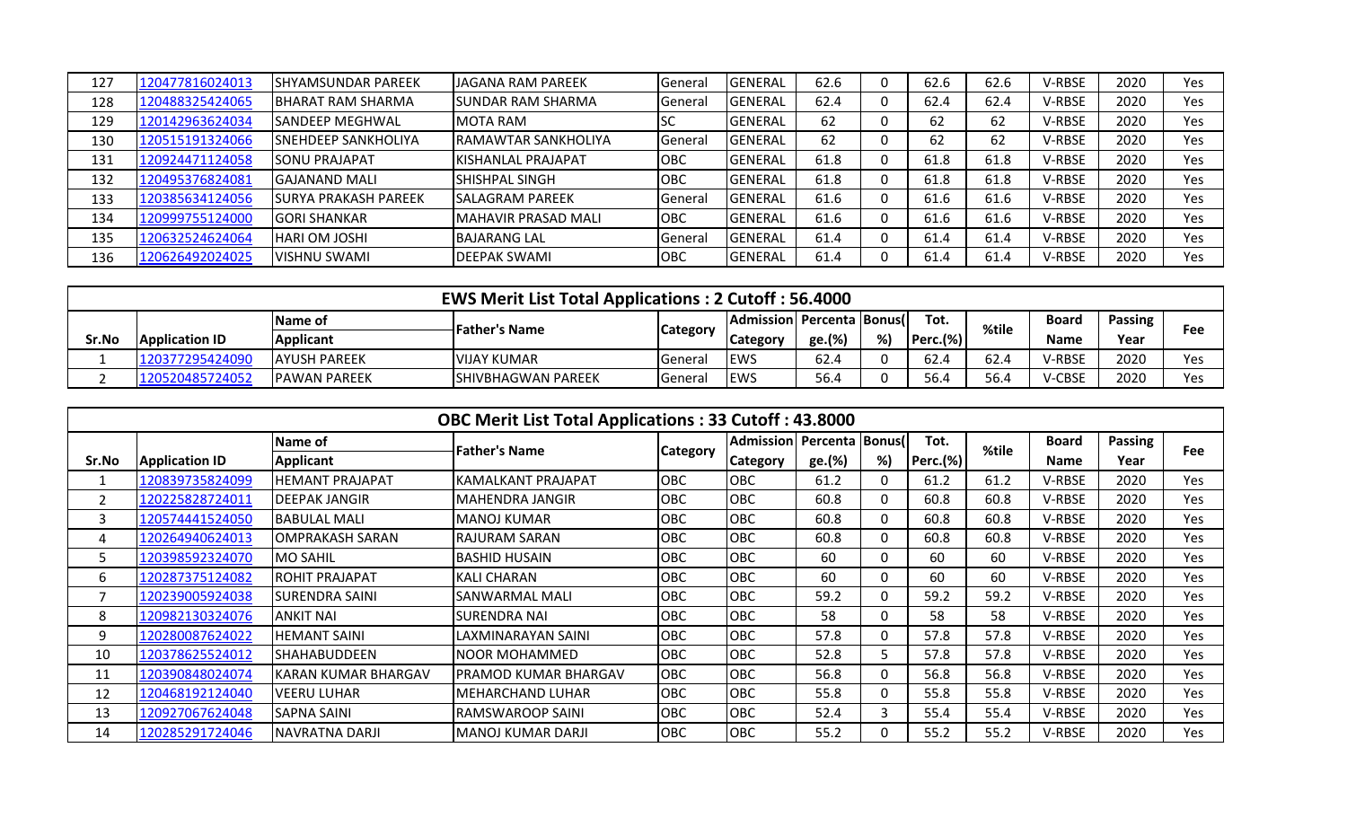| 127 | 120477816024013 | SHYAMSUNDAR PAREEK | JAGANA RAM PAREEK | General | GENERAL | 62.6 | 0 | 62.6 | 62.6 | V-RBSE | 2020 | Yes |
|---|---|---|---|---|---|---|---|---|---|---|---|---|
| 128 | 120488325424065 | BHARAT RAM SHARMA | SUNDAR RAM SHARMA | General | GENERAL | 62.4 | 0 | 62.4 | 62.4 | V-RBSE | 2020 | Yes |
| 129 | 120142963624034 | SANDEEP MEGHWAL | MOTA RAM | SC | GENERAL | 62 | 0 | 62 | 62 | V-RBSE | 2020 | Yes |
| 130 | 120515191324066 | SNEHDEEP SANKHOLIYA | RAMAWTAR SANKHOLIYA | General | GENERAL | 62 | 0 | 62 | 62 | V-RBSE | 2020 | Yes |
| 131 | 120924471124058 | SONU PRAJAPAT | KISHANLAL PRAJAPAT | OBC | GENERAL | 61.8 | 0 | 61.8 | 61.8 | V-RBSE | 2020 | Yes |
| 132 | 120495376824081 | GAJANAND MALI | SHISHPAL SINGH | OBC | GENERAL | 61.8 | 0 | 61.8 | 61.8 | V-RBSE | 2020 | Yes |
| 133 | 120385634124056 | SURYA PRAKASH PAREEK | SALAGRAM PAREEK | General | GENERAL | 61.6 | 0 | 61.6 | 61.6 | V-RBSE | 2020 | Yes |
| 134 | 120999755124000 | GORI SHANKAR | MAHAVIR PRASAD MALI | OBC | GENERAL | 61.6 | 0 | 61.6 | 61.6 | V-RBSE | 2020 | Yes |
| 135 | 120632524624064 | HARI OM JOSHI | BAJARANG LAL | General | GENERAL | 61.4 | 0 | 61.4 | 61.4 | V-RBSE | 2020 | Yes |
| 136 | 120626492024025 | VISHNU SWAMI | DEEPAK SWAMI | OBC | GENERAL | 61.4 | 0 | 61.4 | 61.4 | V-RBSE | 2020 | Yes |

## EWS Merit List Total Applications : 2 Cutoff : 56.4000

| Sr.No | Application ID | Name of Applicant | Father's Name | Category | Admission Category | Percentage.(%) | Bonus(%) | Tot. Perc.(%) | %tile | Board Name | Passing Year | Fee |
|---|---|---|---|---|---|---|---|---|---|---|---|---|
| 1 | 120377295424090 | AYUSH PAREEK | VIJAY KUMAR | General | EWS | 62.4 | 0 | 62.4 | 62.4 | V-RBSE | 2020 | Yes |
| 2 | 120520485724052 | PAWAN PAREEK | SHIVBHAGWAN PAREEK | General | EWS | 56.4 | 0 | 56.4 | 56.4 | V-CBSE | 2020 | Yes |

## OBC Merit List Total Applications : 33 Cutoff : 43.8000

| Sr.No | Application ID | Name of Applicant | Father's Name | Category | Admission Category | Percentage.(%) | Bonus(%) | Tot. Perc.(%) | %tile | Board Name | Passing Year | Fee |
|---|---|---|---|---|---|---|---|---|---|---|---|---|
| 1 | 120839735824099 | HEMANT PRAJAPAT | KAMALKANT PRAJAPAT | OBC | OBC | 61.2 | 0 | 61.2 | 61.2 | V-RBSE | 2020 | Yes |
| 2 | 120225828724011 | DEEPAK JANGIR | MAHENDRA JANGIR | OBC | OBC | 60.8 | 0 | 60.8 | 60.8 | V-RBSE | 2020 | Yes |
| 3 | 120574441524050 | BABULAL MALI | MANOJ KUMAR | OBC | OBC | 60.8 | 0 | 60.8 | 60.8 | V-RBSE | 2020 | Yes |
| 4 | 120264940624013 | OMPRAKASH SARAN | RAJURAM SARAN | OBC | OBC | 60.8 | 0 | 60.8 | 60.8 | V-RBSE | 2020 | Yes |
| 5 | 120398592324070 | MO SAHIL | BASHID HUSAIN | OBC | OBC | 60 | 0 | 60 | 60 | V-RBSE | 2020 | Yes |
| 6 | 120287375124082 | ROHIT PRAJAPAT | KALI CHARAN | OBC | OBC | 60 | 0 | 60 | 60 | V-RBSE | 2020 | Yes |
| 7 | 120239005924038 | SURENDRA SAINI | SANWARMAL MALI | OBC | OBC | 59.2 | 0 | 59.2 | 59.2 | V-RBSE | 2020 | Yes |
| 8 | 120982130324076 | ANKIT NAI | SURENDRA NAI | OBC | OBC | 58 | 0 | 58 | 58 | V-RBSE | 2020 | Yes |
| 9 | 120280087624022 | HEMANT SAINI | LAXMINARAYAN SAINI | OBC | OBC | 57.8 | 0 | 57.8 | 57.8 | V-RBSE | 2020 | Yes |
| 10 | 120378625524012 | SHAHABUDDEEN | NOOR MOHAMMED | OBC | OBC | 52.8 | 5 | 57.8 | 57.8 | V-RBSE | 2020 | Yes |
| 11 | 120390848024074 | KARAN KUMAR BHARGAV | PRAMOD KUMAR BHARGAV | OBC | OBC | 56.8 | 0 | 56.8 | 56.8 | V-RBSE | 2020 | Yes |
| 12 | 120468192124040 | VEERU LUHAR | MEHARCHAND LUHAR | OBC | OBC | 55.8 | 0 | 55.8 | 55.8 | V-RBSE | 2020 | Yes |
| 13 | 120927067624048 | SAPNA SAINI | RAMSWAROOP SAINI | OBC | OBC | 52.4 | 3 | 55.4 | 55.4 | V-RBSE | 2020 | Yes |
| 14 | 120285291724046 | NAVRATNA DARJI | MANOJ KUMAR DARJI | OBC | OBC | 55.2 | 0 | 55.2 | 55.2 | V-RBSE | 2020 | Yes |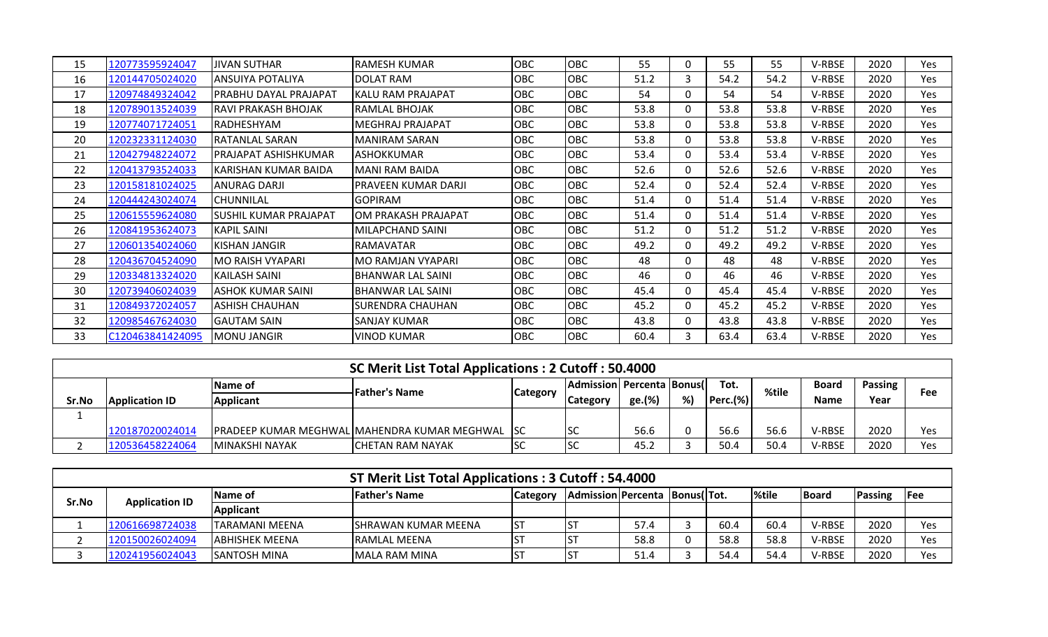| 15 | 120773595924047 | JIVAN SUTHAR | RAMESH KUMAR | OBC | OBC | 55 | 0 | 55 | 55 | V-RBSE | 2020 | Yes |
|---|---|---|---|---|---|---|---|---|---|---|---|---|
| 16 | 120144705024020 | ANSUIYA POTALIYA | DOLAT RAM | OBC | OBC | 51.2 | 3 | 54.2 | 54.2 | V-RBSE | 2020 | Yes |
| 17 | 120974849324042 | PRABHU DAYAL PRAJAPAT | KALU RAM PRAJAPAT | OBC | OBC | 54 | 0 | 54 | 54 | V-RBSE | 2020 | Yes |
| 18 | 120789013524039 | RAVI PRAKASH BHOJAK | RAMLAL BHOJAK | OBC | OBC | 53.8 | 0 | 53.8 | 53.8 | V-RBSE | 2020 | Yes |
| 19 | 120774071724051 | RADHESHYAM | MEGHRAJ PRAJAPAT | OBC | OBC | 53.8 | 0 | 53.8 | 53.8 | V-RBSE | 2020 | Yes |
| 20 | 120232331124030 | RATANLAL SARAN | MANIRAM SARAN | OBC | OBC | 53.8 | 0 | 53.8 | 53.8 | V-RBSE | 2020 | Yes |
| 21 | 120427948224072 | PRAJAPAT ASHISHKUMAR | ASHOKKUMAR | OBC | OBC | 53.4 | 0 | 53.4 | 53.4 | V-RBSE | 2020 | Yes |
| 22 | 120413793524033 | KARISHAN KUMAR BAIDA | MANI RAM BAIDA | OBC | OBC | 52.6 | 0 | 52.6 | 52.6 | V-RBSE | 2020 | Yes |
| 23 | 120158181024025 | ANURAG DARJI | PRAVEEN KUMAR DARJI | OBC | OBC | 52.4 | 0 | 52.4 | 52.4 | V-RBSE | 2020 | Yes |
| 24 | 120444243024074 | CHUNNILAL | GOPIRAM | OBC | OBC | 51.4 | 0 | 51.4 | 51.4 | V-RBSE | 2020 | Yes |
| 25 | 120615559624080 | SUSHIL KUMAR PRAJAPAT | OM PRAKASH PRAJAPAT | OBC | OBC | 51.4 | 0 | 51.4 | 51.4 | V-RBSE | 2020 | Yes |
| 26 | 120841953624073 | KAPIL SAINI | MILAPCHAND SAINI | OBC | OBC | 51.2 | 0 | 51.2 | 51.2 | V-RBSE | 2020 | Yes |
| 27 | 120601354024060 | KISHAN JANGIR | RAMAVATAR | OBC | OBC | 49.2 | 0 | 49.2 | 49.2 | V-RBSE | 2020 | Yes |
| 28 | 120436704524090 | MO RAISH VYAPARI | MO RAMJAN VYAPARI | OBC | OBC | 48 | 0 | 48 | 48 | V-RBSE | 2020 | Yes |
| 29 | 120334813324020 | KAILASH SAINI | BHANWAR LAL SAINI | OBC | OBC | 46 | 0 | 46 | 46 | V-RBSE | 2020 | Yes |
| 30 | 120739406024039 | ASHOK KUMAR SAINI | BHANWAR LAL SAINI | OBC | OBC | 45.4 | 0 | 45.4 | 45.4 | V-RBSE | 2020 | Yes |
| 31 | 120849372024057 | ASHISH CHAUHAN | SURENDRA CHAUHAN | OBC | OBC | 45.2 | 0 | 45.2 | 45.2 | V-RBSE | 2020 | Yes |
| 32 | 120985467624030 | GAUTAM SAIN | SANJAY KUMAR | OBC | OBC | 43.8 | 0 | 43.8 | 43.8 | V-RBSE | 2020 | Yes |
| 33 | C120463841424095 | MONU JANGIR | VINOD KUMAR | OBC | OBC | 60.4 | 3 | 63.4 | 63.4 | V-RBSE | 2020 | Yes |

## SC Merit List Total Applications : 2 Cutoff : 50.4000

| Sr.No | Application ID | Name of Applicant | Father's Name | Category | Admission Category | Percentage.(%) | Bonus(%) | Tot. Perc.(%) | %tile | Board Name | Passing Year | Fee |
|---|---|---|---|---|---|---|---|---|---|---|---|---|
| 1 | 120187020024014 | PRADEEP KUMAR MEGHWAL | MAHENDRA KUMAR MEGHWAL | SC | SC | 56.6 | 0 | 56.6 | 56.6 | V-RBSE | 2020 | Yes |
| 2 | 120536458224064 | MINAKSHI NAYAK | CHETAN RAM NAYAK | SC | SC | 45.2 | 3 | 50.4 | 50.4 | V-RBSE | 2020 | Yes |

## ST Merit List Total Applications : 3 Cutoff : 54.4000

| Sr.No | Application ID | Name of Applicant | Father's Name | Category | Admission | Percenta | Bonus( | Tot. | %tile | Board | Passing | Fee |
|---|---|---|---|---|---|---|---|---|---|---|---|---|
| 1 | 120616698724038 | TARAMANI MEENA | SHRAWAN KUMAR MEENA | ST | ST | 57.4 | 3 | 60.4 | 60.4 | V-RBSE | 2020 | Yes |
| 2 | 120150026024094 | ABHISHEK MEENA | RAMLAL MEENA | ST | ST | 58.8 | 0 | 58.8 | 58.8 | V-RBSE | 2020 | Yes |
| 3 | 120241956024043 | SANTOSH MINA | MALA RAM MINA | ST | ST | 51.4 | 3 | 54.4 | 54.4 | V-RBSE | 2020 | Yes |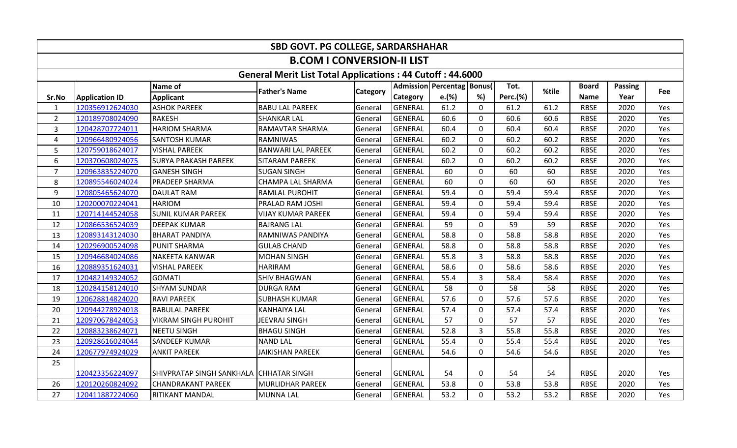| SBD GOVT. PG COLLEGE, SARDARSHAHAR | | | | | | | | | | | | | |
|---|---|---|---|---|---|---|---|---|---|---|---|---|---|
| **B.COM I CONVERSION-II LIST** | | | | | | | | | | | | | |
| **General Merit List Total Applications : 44 Cutoff : 44.6000** | | | | | | | | | | | | | |
| Sr.No | Application ID | Name of Applicant | Father's Name | Category | Admission Category | Percentage.(%) | Bonus(%) | Tot. Perc.(%) | %tile | Board Name | Passing Year | Fee |
| 1 | 120356912624030 | ASHOK PAREEK | BABU LAL PAREEK | General | GENERAL | 61.2 | 0 | 61.2 | 61.2 | RBSE | 2020 | Yes |
| 2 | 120189708024090 | RAKESH | SHANKAR LAL | General | GENERAL | 60.6 | 0 | 60.6 | 60.6 | RBSE | 2020 | Yes |
| 3 | 120428707724011 | HARIOM SHARMA | RAMAVTAR SHARMA | General | GENERAL | 60.4 | 0 | 60.4 | 60.4 | RBSE | 2020 | Yes |
| 4 | 120966480924056 | SANTOSH KUMAR | RAMNIWAS | General | GENERAL | 60.2 | 0 | 60.2 | 60.2 | RBSE | 2020 | Yes |
| 5 | 120759018624017 | VISHAL PAREEK | BANWARI LAL PAREEK | General | GENERAL | 60.2 | 0 | 60.2 | 60.2 | RBSE | 2020 | Yes |
| 6 | 120370608024075 | SURYA PRAKASH PAREEK | SITARAM PAREEK | General | GENERAL | 60.2 | 0 | 60.2 | 60.2 | RBSE | 2020 | Yes |
| 7 | 120963835224070 | GANESH SINGH | SUGAN SINGH | General | GENERAL | 60 | 0 | 60 | 60 | RBSE | 2020 | Yes |
| 8 | 120895546024024 | PRADEEP SHARMA | CHAMPA LAL SHARMA | General | GENERAL | 60 | 0 | 60 | 60 | RBSE | 2020 | Yes |
| 9 | 120805465624070 | DAULAT RAM | RAMLAL PUROHIT | General | GENERAL | 59.4 | 0 | 59.4 | 59.4 | RBSE | 2020 | Yes |
| 10 | 120200070224041 | HARIOM | PRALAD RAM JOSHI | General | GENERAL | 59.4 | 0 | 59.4 | 59.4 | RBSE | 2020 | Yes |
| 11 | 120714144524058 | SUNIL KUMAR PAREEK | VIJAY KUMAR PAREEK | General | GENERAL | 59.4 | 0 | 59.4 | 59.4 | RBSE | 2020 | Yes |
| 12 | 120866536524039 | DEEPAK KUMAR | BAJRANG LAL | General | GENERAL | 59 | 0 | 59 | 59 | RBSE | 2020 | Yes |
| 13 | 120893143124030 | BHARAT PANDIYA | RAMNIWAS PANDIYA | General | GENERAL | 58.8 | 0 | 58.8 | 58.8 | RBSE | 2020 | Yes |
| 14 | 120296900524098 | PUNIT SHARMA | GULAB CHAND | General | GENERAL | 58.8 | 0 | 58.8 | 58.8 | RBSE | 2020 | Yes |
| 15 | 120946684024086 | NAKEETA KANWAR | MOHAN SINGH | General | GENERAL | 55.8 | 3 | 58.8 | 58.8 | RBSE | 2020 | Yes |
| 16 | 120889351624031 | VISHAL PAREEK | HARIRAM | General | GENERAL | 58.6 | 0 | 58.6 | 58.6 | RBSE | 2020 | Yes |
| 17 | 120482149324052 | GOMATI | SHIV BHAGWAN | General | GENERAL | 55.4 | 3 | 58.4 | 58.4 | RBSE | 2020 | Yes |
| 18 | 120284158124010 | SHYAM SUNDAR | DURGA RAM | General | GENERAL | 58 | 0 | 58 | 58 | RBSE | 2020 | Yes |
| 19 | 120628814824020 | RAVI PAREEK | SUBHASH KUMAR | General | GENERAL | 57.6 | 0 | 57.6 | 57.6 | RBSE | 2020 | Yes |
| 20 | 120944278924018 | BABULAL PAREEK | KANHAIYA LAL | General | GENERAL | 57.4 | 0 | 57.4 | 57.4 | RBSE | 2020 | Yes |
| 21 | 120970678424053 | VIKRAM SINGH PUROHIT | JEEVRAJ SINGH | General | GENERAL | 57 | 0 | 57 | 57 | RBSE | 2020 | Yes |
| 22 | 120883238624071 | NEETU SINGH | BHAGU SINGH | General | GENERAL | 52.8 | 3 | 55.8 | 55.8 | RBSE | 2020 | Yes |
| 23 | 120928616024044 | SANDEEP KUMAR | NAND LAL | General | GENERAL | 55.4 | 0 | 55.4 | 55.4 | RBSE | 2020 | Yes |
| 24 | 120677974924029 | ANKIT PAREEK | JAIKISHAN PAREEK | General | GENERAL | 54.6 | 0 | 54.6 | 54.6 | RBSE | 2020 | Yes |
| 25 | 120423356224097 | SHIVPRATAP SINGH SANKHALA | CHHATAR SINGH | General | GENERAL | 54 | 0 | 54 | 54 | RBSE | 2020 | Yes |
| 26 | 120120260824092 | CHANDRAKANT PAREEK | MURLIDHAR PAREEK | General | GENERAL | 53.8 | 0 | 53.8 | 53.8 | RBSE | 2020 | Yes |
| 27 | 120411887224060 | RITIKANT MANDAL | MUNNA LAL | General | GENERAL | 53.2 | 0 | 53.2 | 53.2 | RBSE | 2020 | Yes |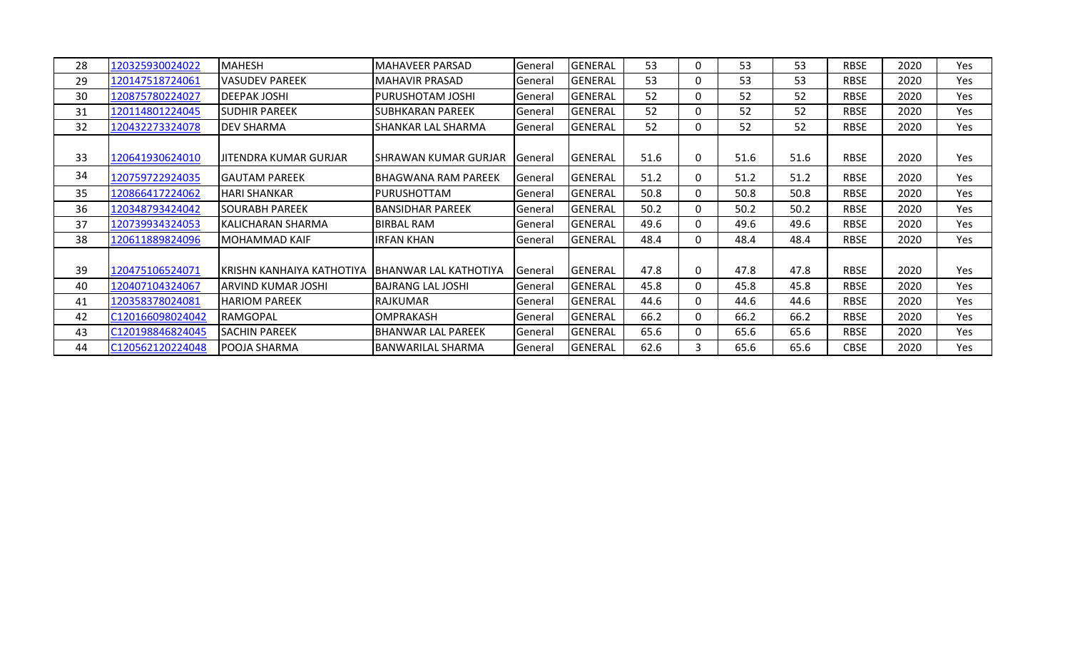| | | | | | | | | | | | | |
|---|---|---|---|---|---|---|---|---|---|---|---|---|
| 28 | 120325930024022 | MAHESH | MAHAVEER PARSAD | General | GENERAL | 53 | 0 | 53 | 53 | RBSE | 2020 | Yes |
| 29 | 120147518724061 | VASUDEV PAREEK | MAHAVIR PRASAD | General | GENERAL | 53 | 0 | 53 | 53 | RBSE | 2020 | Yes |
| 30 | 120875780224027 | DEEPAK JOSHI | PURUSHOTAM JOSHI | General | GENERAL | 52 | 0 | 52 | 52 | RBSE | 2020 | Yes |
| 31 | 120114801224045 | SUDHIR PAREEK | SUBHKARAN PAREEK | General | GENERAL | 52 | 0 | 52 | 52 | RBSE | 2020 | Yes |
| 32 | 120432273324078 | DEV SHARMA | SHANKAR LAL SHARMA | General | GENERAL | 52 | 0 | 52 | 52 | RBSE | 2020 | Yes |
| 33 | 120641930624010 | JITENDRA KUMAR GURJAR | SHRAWAN KUMAR GURJAR | General | GENERAL | 51.6 | 0 | 51.6 | 51.6 | RBSE | 2020 | Yes |
| 34 | 120759722924035 | GAUTAM PAREEK | BHAGWANA RAM PAREEK | General | GENERAL | 51.2 | 0 | 51.2 | 51.2 | RBSE | 2020 | Yes |
| 35 | 120866417224062 | HARI SHANKAR | PURUSHOTTAM | General | GENERAL | 50.8 | 0 | 50.8 | 50.8 | RBSE | 2020 | Yes |
| 36 | 120348793424042 | SOURABH PAREEK | BANSIDHAR PAREEK | General | GENERAL | 50.2 | 0 | 50.2 | 50.2 | RBSE | 2020 | Yes |
| 37 | 120739934324053 | KALICHARAN SHARMA | BIRBAL RAM | General | GENERAL | 49.6 | 0 | 49.6 | 49.6 | RBSE | 2020 | Yes |
| 38 | 120611889824096 | MOHAMMAD KAIF | IRFAN KHAN | General | GENERAL | 48.4 | 0 | 48.4 | 48.4 | RBSE | 2020 | Yes |
| 39 | 120475106524071 | KRISHN KANHAIYA KATHOTIYA | BHANWAR LAL KATHOTIYA | General | GENERAL | 47.8 | 0 | 47.8 | 47.8 | RBSE | 2020 | Yes |
| 40 | 120407104324067 | ARVIND KUMAR JOSHI | BAJRANG LAL JOSHI | General | GENERAL | 45.8 | 0 | 45.8 | 45.8 | RBSE | 2020 | Yes |
| 41 | 120358378024081 | HARIOM PAREEK | RAJKUMAR | General | GENERAL | 44.6 | 0 | 44.6 | 44.6 | RBSE | 2020 | Yes |
| 42 | C120166098024042 | RAMGOPAL | OMPRAKASH | General | GENERAL | 66.2 | 0 | 66.2 | 66.2 | RBSE | 2020 | Yes |
| 43 | C120198846824045 | SACHIN PAREEK | BHANWAR LAL PAREEK | General | GENERAL | 65.6 | 0 | 65.6 | 65.6 | RBSE | 2020 | Yes |
| 44 | C120562120224048 | POOJA SHARMA | BANWARILAL SHARMA | General | GENERAL | 62.6 | 3 | 65.6 | 65.6 | CBSE | 2020 | Yes |